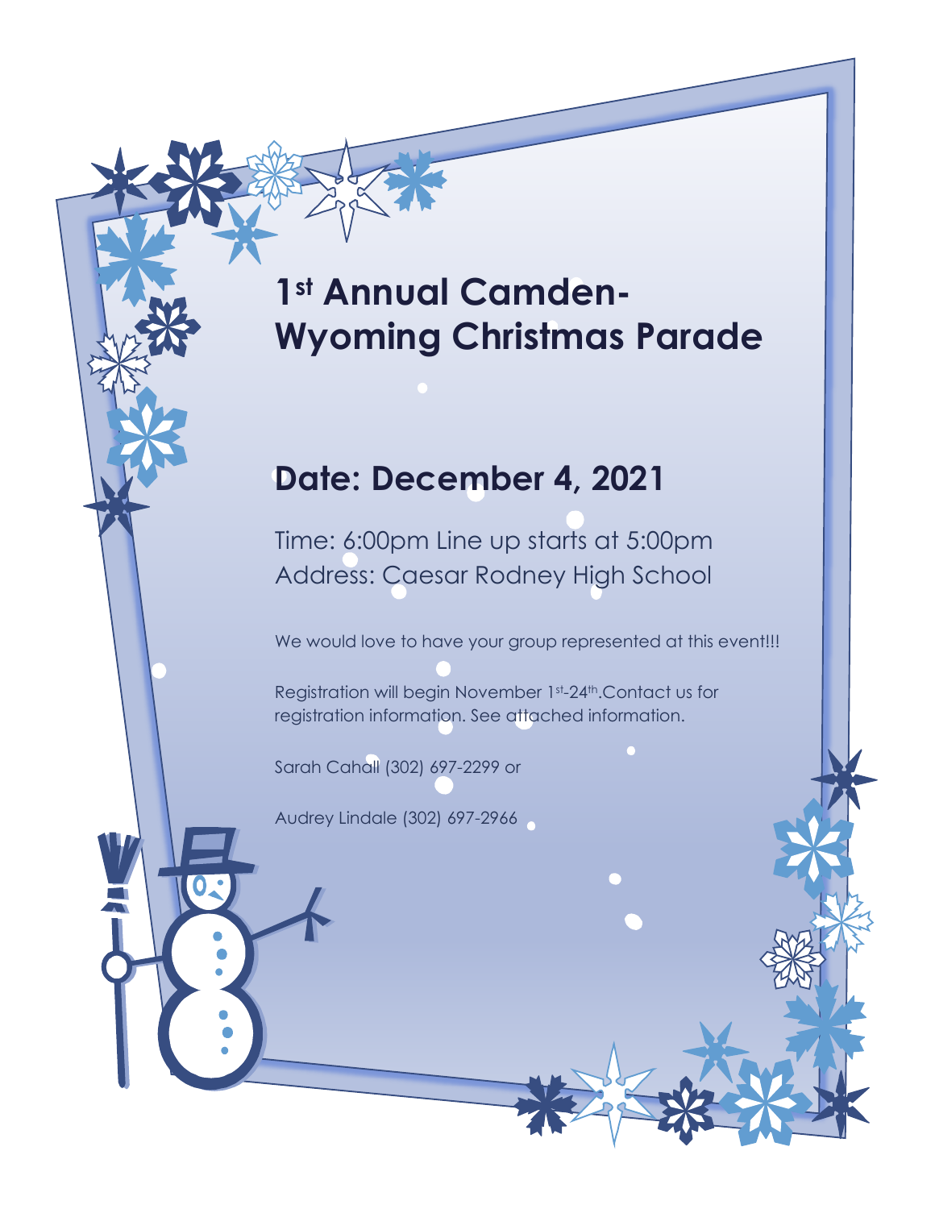# 1st Annual Camden-Wyoming Christmas Parade

## Date: December 4, 2021

Time: 6:00pm Line up starts at 5:00pm
Address: Caesar Rodney High School

We would love to have your group represented at this event!!!

Registration will begin November 1st-24th.Contact us for registration information. See attached information.

Sarah Cahall (302) 697-2299 or

Audrey Lindale (302) 697-2966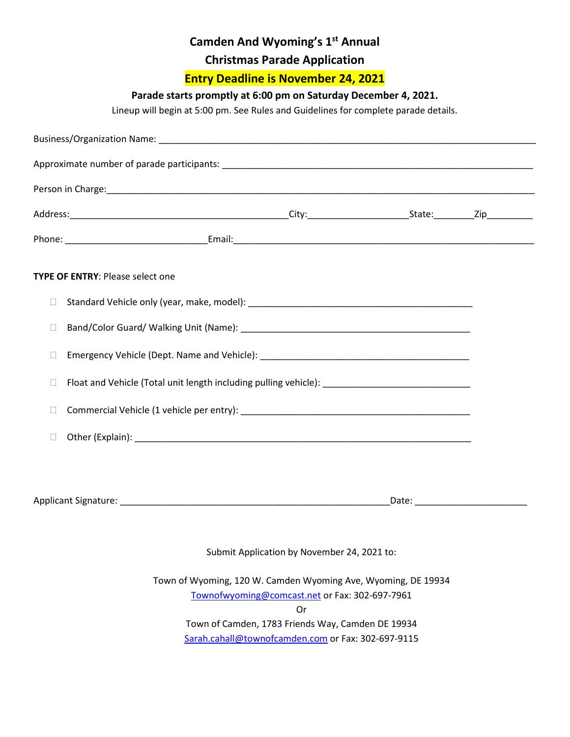# Camden And Wyoming's 1st Annual
# Christmas Parade Application

**Entry Deadline is November 24, 2021**

**Parade starts promptly at 6:00 pm on Saturday December 4, 2021.**

Lineup will begin at 5:00 pm. See Rules and Guidelines for complete parade details.

Business/Organization Name: ___________________________________________________________________________

Approximate number of parade participants: _______________________________________________________________

Person in Charge:______________________________________________________________________________________

Address:____________________________________________City:___________________State:________Zip_________

Phone: ___________________________Email:___________________________________________________________

**TYPE OF ENTRY**: Please select one

- ☐ Standard Vehicle only (year, make, model): ____________________________________________
- ☐ Band/Color Guard/ Walking Unit (Name): ______________________________________________
- ☐ Emergency Vehicle (Dept. Name and Vehicle): __________________________________________
- ☐ Float and Vehicle (Total unit length including pulling vehicle): ____________________________
- ☐ Commercial Vehicle (1 vehicle per entry): ______________________________________________
- ☐ Other (Explain): __________________________________________________________________

Applicant Signature: ______________________________________________________Date: _____________________

Submit Application by November 24, 2021 to:

Town of Wyoming, 120 W. Camden Wyoming Ave, Wyoming, DE 19934
Townofwyoming@comcast.net or Fax: 302-697-7961

Or

Town of Camden, 1783 Friends Way, Camden DE 19934
Sarah.cahall@townofcamden.com or Fax: 302-697-9115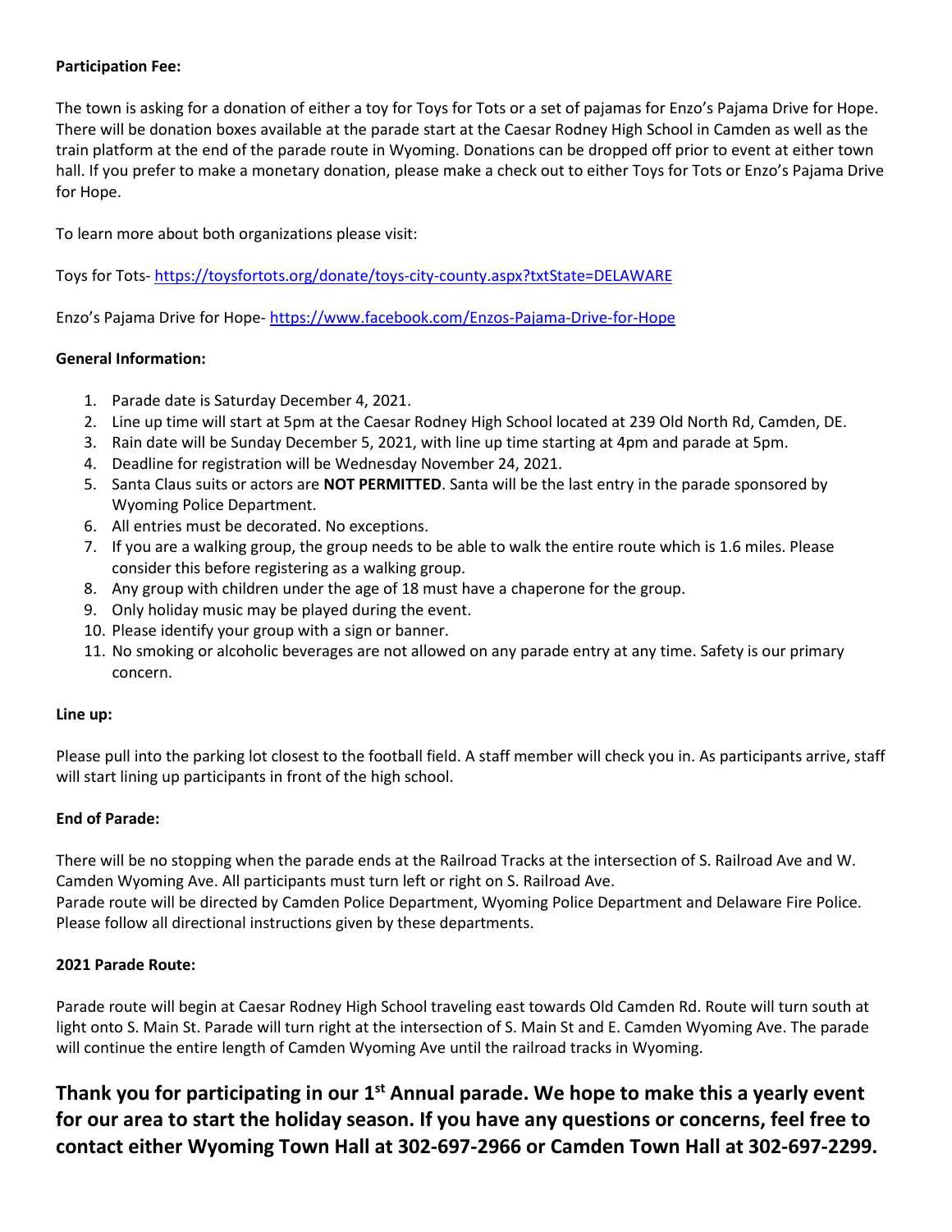**Participation Fee:**

The town is asking for a donation of either a toy for Toys for Tots or a set of pajamas for Enzo's Pajama Drive for Hope. There will be donation boxes available at the parade start at the Caesar Rodney High School in Camden as well as the train platform at the end of the parade route in Wyoming. Donations can be dropped off prior to event at either town hall. If you prefer to make a monetary donation, please make a check out to either Toys for Tots or Enzo's Pajama Drive for Hope.

To learn more about both organizations please visit:

Toys for Tots- https://toysfortots.org/donate/toys-city-county.aspx?txtState=DELAWARE

Enzo's Pajama Drive for Hope- https://www.facebook.com/Enzos-Pajama-Drive-for-Hope

**General Information:**

1. Parade date is Saturday December 4, 2021.
2. Line up time will start at 5pm at the Caesar Rodney High School located at 239 Old North Rd, Camden, DE.
3. Rain date will be Sunday December 5, 2021, with line up time starting at 4pm and parade at 5pm.
4. Deadline for registration will be Wednesday November 24, 2021.
5. Santa Claus suits or actors are **NOT PERMITTED**. Santa will be the last entry in the parade sponsored by Wyoming Police Department.
6. All entries must be decorated. No exceptions.
7. If you are a walking group, the group needs to be able to walk the entire route which is 1.6 miles. Please consider this before registering as a walking group.
8. Any group with children under the age of 18 must have a chaperone for the group.
9. Only holiday music may be played during the event.
10. Please identify your group with a sign or banner.
11. No smoking or alcoholic beverages are not allowed on any parade entry at any time. Safety is our primary concern.

**Line up:**

Please pull into the parking lot closest to the football field. A staff member will check you in. As participants arrive, staff will start lining up participants in front of the high school.

**End of Parade:**

There will be no stopping when the parade ends at the Railroad Tracks at the intersection of S. Railroad Ave and W. Camden Wyoming Ave. All participants must turn left or right on S. Railroad Ave.
Parade route will be directed by Camden Police Department, Wyoming Police Department and Delaware Fire Police. Please follow all directional instructions given by these departments.

**2021 Parade Route:**

Parade route will begin at Caesar Rodney High School traveling east towards Old Camden Rd. Route will turn south at light onto S. Main St. Parade will turn right at the intersection of S. Main St and E. Camden Wyoming Ave. The parade will continue the entire length of Camden Wyoming Ave until the railroad tracks in Wyoming.

**Thank you for participating in our 1st Annual parade. We hope to make this a yearly event for our area to start the holiday season. If you have any questions or concerns, feel free to contact either Wyoming Town Hall at 302-697-2966 or Camden Town Hall at 302-697-2299.**